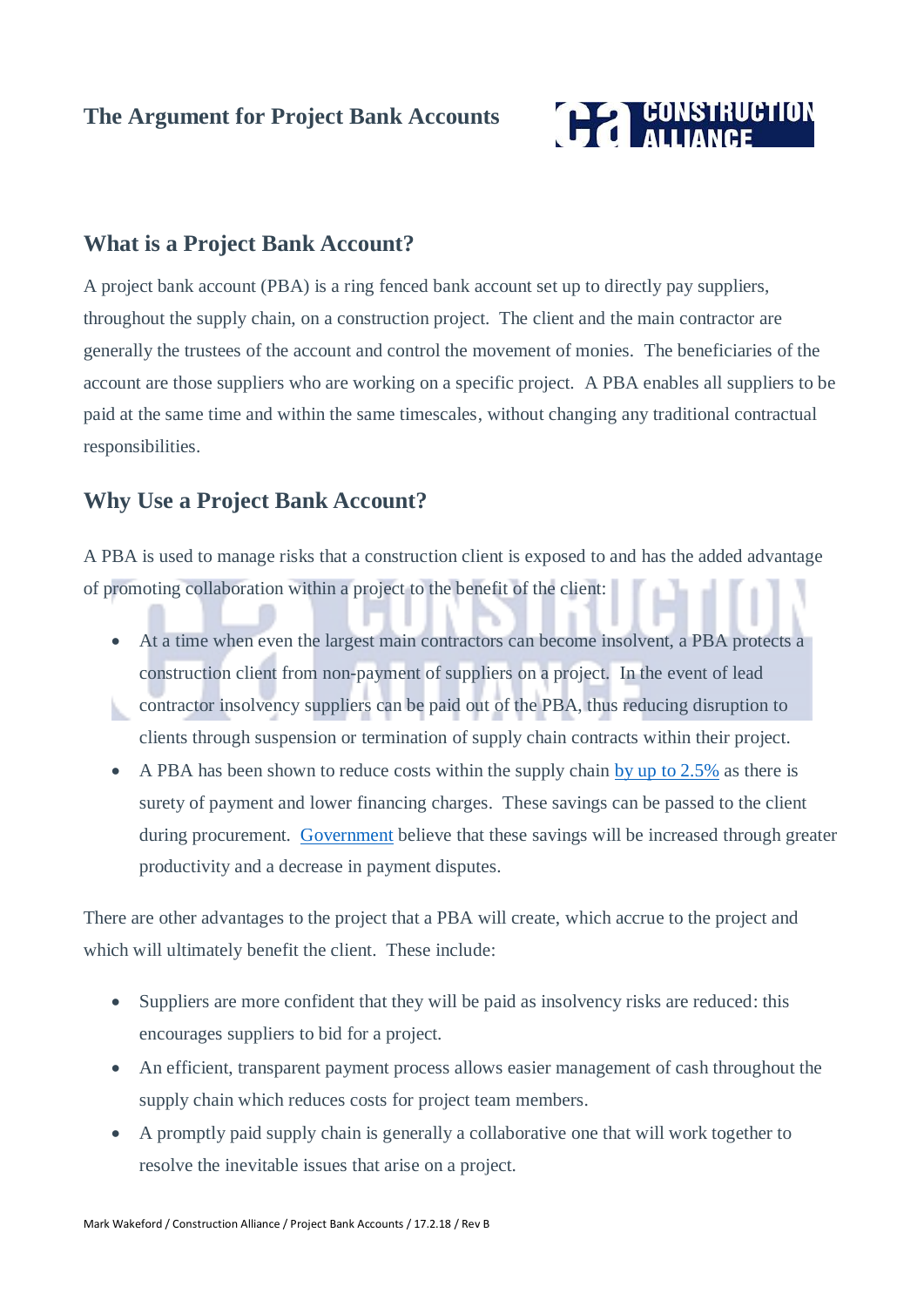# The Argument for Project Bank Accounts

## What is a Project Bank Account?

A project bank account (PBA) is a ring fenced bank account set up to directly pay suppliers, throughout the supply chain, on a construction project. The client and the main contractor are generally the trustees of the account and control the movement of monies. The beneficiaries of the account are those suppliers who are working on a specific project. A PBA enables all suppliers to be paid at the same time and within the same timescales, without changing any traditional contractual responsibilities.

## Why Use a Project Bank Account?

A PBA is used to manage risks that a construction client is exposed to and has the added advantage of promoting collaboration within a project to the benefit of the client:

- At a time when even the largest main contractors can become insolvent, a PBA protects a construction client from non-payment of suppliers on a project. In the event of lead contractor insolvency suppliers can be paid out of the PBA, thus reducing disruption to clients through suspension or termination of supply chain contracts within their project.
- A PBA has been shown to reduce costs within the supply chain by up to 2.5% as there is surety of payment and lower financing charges. These savings can be passed to the client during procurement. Government believe that these savings will be increased through greater productivity and a decrease in payment disputes.

There are other advantages to the project that a PBA will create, which accrue to the project and which will ultimately benefit the client. These include:

- Suppliers are more confident that they will be paid as insolvency risks are reduced: this encourages suppliers to bid for a project.
- An efficient, transparent payment process allows easier management of cash throughout the supply chain which reduces costs for project team members.
- A promptly paid supply chain is generally a collaborative one that will work together to resolve the inevitable issues that arise on a project.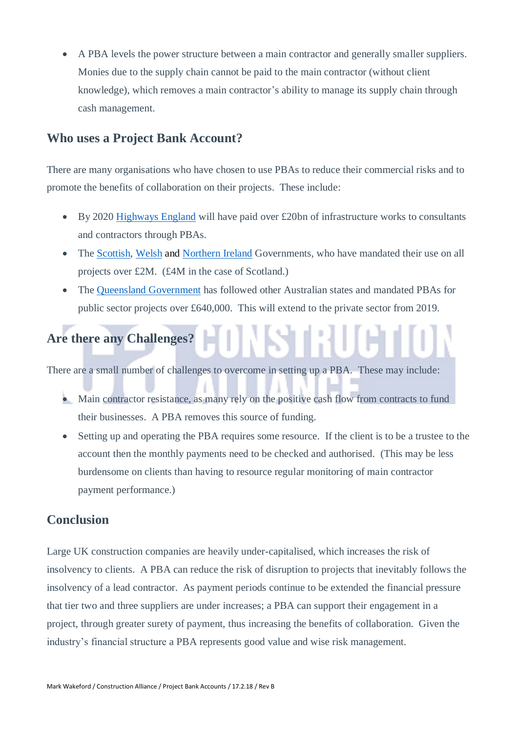- A PBA levels the power structure between a main contractor and generally smaller suppliers. Monies due to the supply chain cannot be paid to the main contractor (without client knowledge), which removes a main contractor's ability to manage its supply chain through cash management.

## Who uses a Project Bank Account?

There are many organisations who have chosen to use PBAs to reduce their commercial risks and to promote the benefits of collaboration on their projects. These include:

- By 2020 Highways England will have paid over £20bn of infrastructure works to consultants and contractors through PBAs.
- The Scottish, Welsh and Northern Ireland Governments, who have mandated their use on all projects over £2M. (£4M in the case of Scotland.)
- The Queensland Government has followed other Australian states and mandated PBAs for public sector projects over £640,000. This will extend to the private sector from 2019.

## Are there any Challenges?

There are a small number of challenges to overcome in setting up a PBA. These may include:

- Main contractor resistance, as many rely on the positive cash flow from contracts to fund their businesses. A PBA removes this source of funding.
- Setting up and operating the PBA requires some resource. If the client is to be a trustee to the account then the monthly payments need to be checked and authorised. (This may be less burdensome on clients than having to resource regular monitoring of main contractor payment performance.)

## Conclusion

Large UK construction companies are heavily under-capitalised, which increases the risk of insolvency to clients. A PBA can reduce the risk of disruption to projects that inevitably follows the insolvency of a lead contractor. As payment periods continue to be extended the financial pressure that tier two and three suppliers are under increases; a PBA can support their engagement in a project, through greater surety of payment, thus increasing the benefits of collaboration. Given the industry's financial structure a PBA represents good value and wise risk management.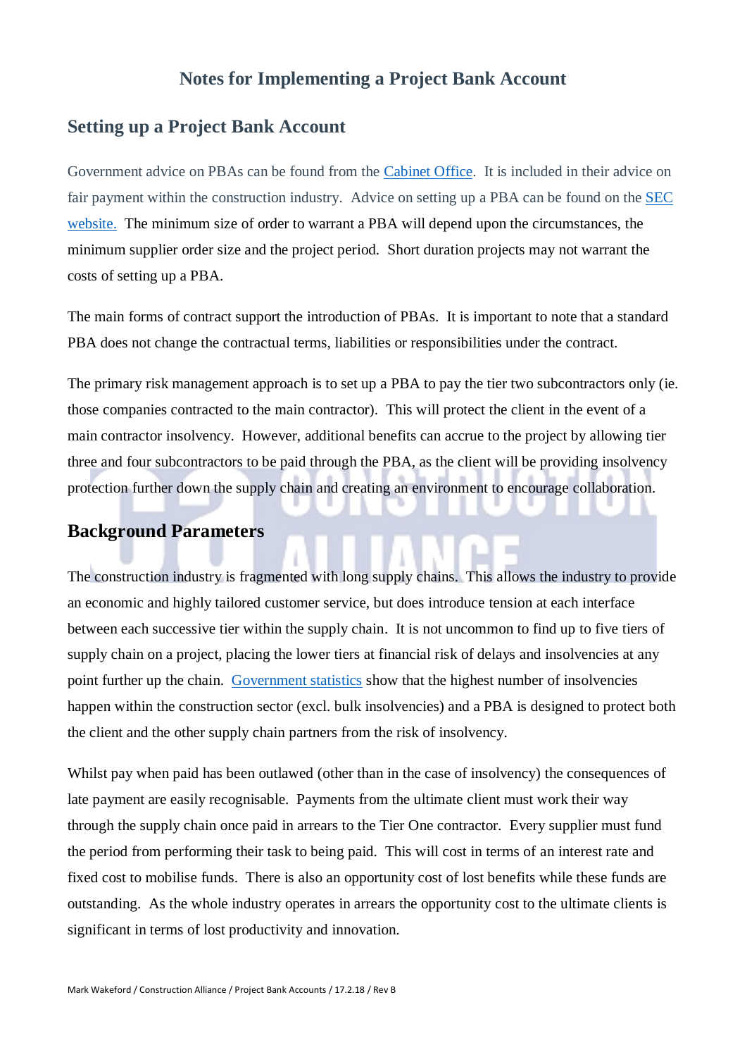# Notes for Implementing a Project Bank Account

## Setting up a Project Bank Account

Government advice on PBAs can be found from the [Cabinet Office](). It is included in their advice on fair payment within the construction industry. Advice on setting up a PBA can be found on the [SEC website.]() The minimum size of order to warrant a PBA will depend upon the circumstances, the minimum supplier order size and the project period. Short duration projects may not warrant the costs of setting up a PBA.

The main forms of contract support the introduction of PBAs. It is important to note that a standard PBA does not change the contractual terms, liabilities or responsibilities under the contract.

The primary risk management approach is to set up a PBA to pay the tier two subcontractors only (ie. those companies contracted to the main contractor). This will protect the client in the event of a main contractor insolvency. However, additional benefits can accrue to the project by allowing tier three and four subcontractors to be paid through the PBA, as the client will be providing insolvency protection further down the supply chain and creating an environment to encourage collaboration.

## Background Parameters

The construction industry is fragmented with long supply chains. This allows the industry to provide an economic and highly tailored customer service, but does introduce tension at each interface between each successive tier within the supply chain. It is not uncommon to find up to five tiers of supply chain on a project, placing the lower tiers at financial risk of delays and insolvencies at any point further up the chain. [Government statistics]() show that the highest number of insolvencies happen within the construction sector (excl. bulk insolvencies) and a PBA is designed to protect both the client and the other supply chain partners from the risk of insolvency.

Whilst pay when paid has been outlawed (other than in the case of insolvency) the consequences of late payment are easily recognisable. Payments from the ultimate client must work their way through the supply chain once paid in arrears to the Tier One contractor. Every supplier must fund the period from performing their task to being paid. This will cost in terms of an interest rate and fixed cost to mobilise funds. There is also an opportunity cost of lost benefits while these funds are outstanding. As the whole industry operates in arrears the opportunity cost to the ultimate clients is significant in terms of lost productivity and innovation.